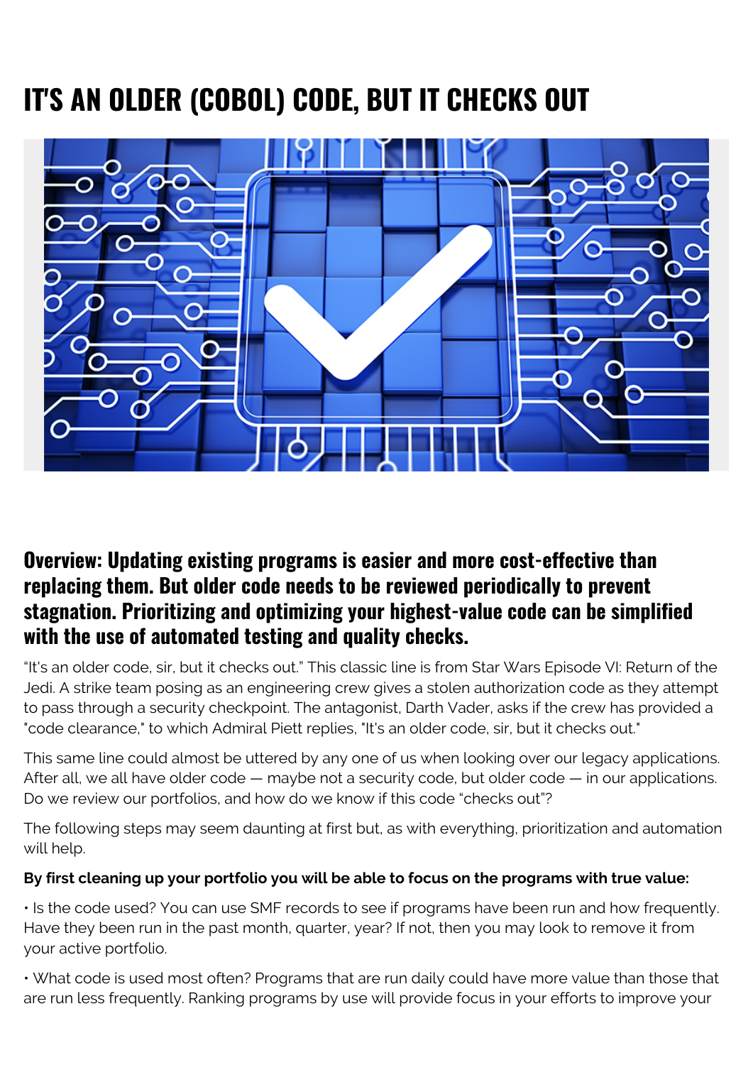# IT'S AN OLDER (COBOL) CODE, BUT IT CHECKS OUT

## Overview: Updating existing programs is easier and more cost-effective than replacing them. But older code needs to be reviewed periodically to prevent stagnation. Prioritizing and optimizing your highest-value code can be simplified with the use of automated testing and quality checks.

"It's an older code, sir, but it checks out." This classic line is from Star Wars Episode VI: Return of the Jedi. A strike team posing as an engineering crew gives a stolen authorization code as they attempt to pass through a security checkpoint. The antagonist, Darth Vader, asks if the crew has provided a "code clearance," to which Admiral Piett replies, "It's an older code, sir, but it checks out."

This same line could almost be uttered by any one of us when looking over our legacy applications. After all, we all have older code — maybe not a security code, but older code — in our applications. Do we review our portfolios, and how do we know if this code "checks out"?

The following steps may seem daunting at first but, as with everything, prioritization and automation will help.

**By first cleaning up your portfolio you will be able to focus on the programs with true value:**

• Is the code used? You can use SMF records to see if programs have been run and how frequently. Have they been run in the past month, quarter, year? If not, then you may look to remove it from your active portfolio.

• What code is used most often? Programs that are run daily could have more value than those that are run less frequently. Ranking programs by use will provide focus in your efforts to improve your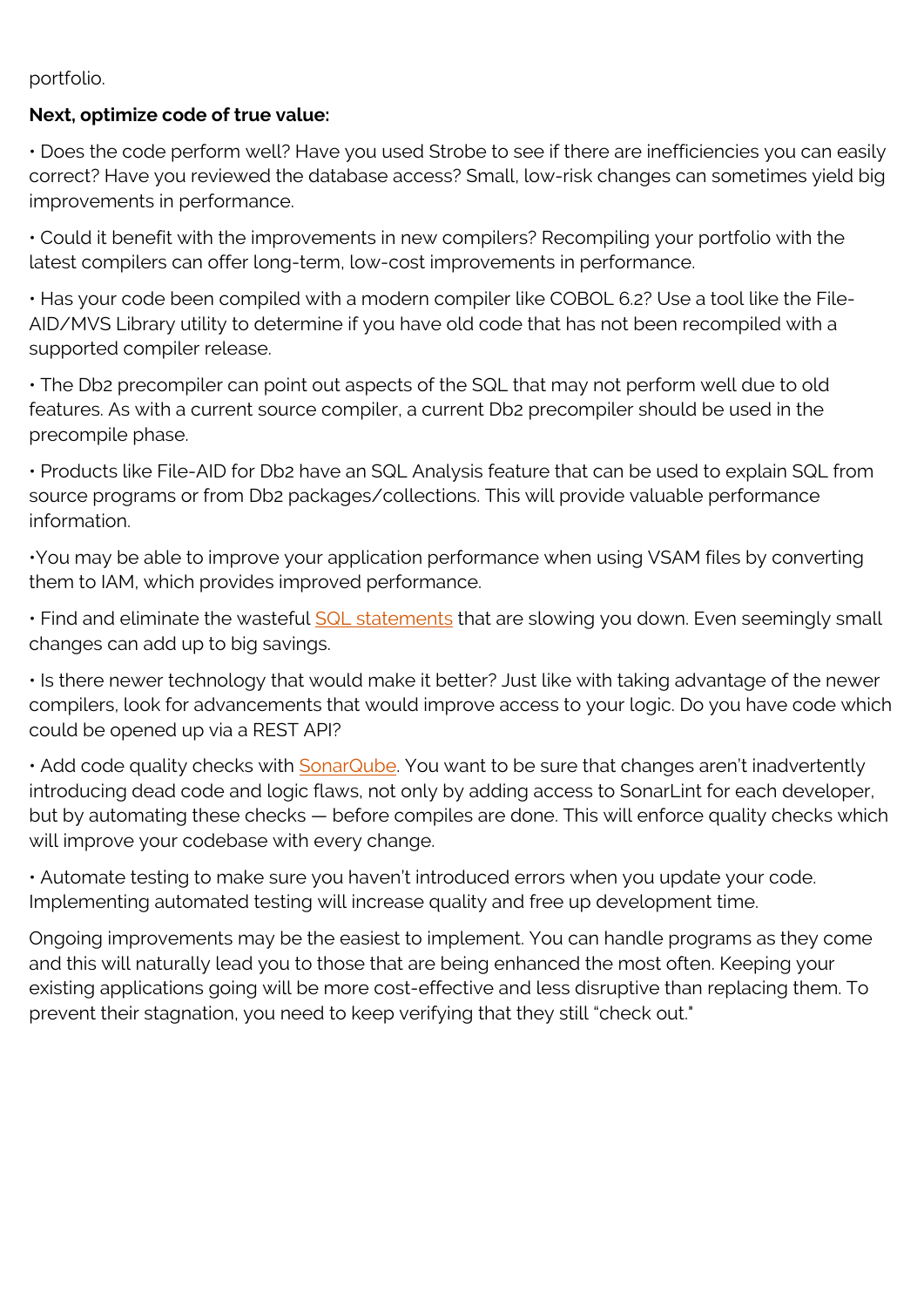portfolio.

**Next, optimize code of true value:**

• Does the code perform well? Have you used Strobe to see if there are inefficiencies you can easily correct? Have you reviewed the database access? Small, low-risk changes can sometimes yield big improvements in performance.

• Could it benefit with the improvements in new compilers? Recompiling your portfolio with the latest compilers can offer long-term, low-cost improvements in performance.

• Has your code been compiled with a modern compiler like COBOL 6.2? Use a tool like the File-AID/MVS Library utility to determine if you have old code that has not been recompiled with a supported compiler release.

• The Db2 precompiler can point out aspects of the SQL that may not perform well due to old features. As with a current source compiler, a current Db2 precompiler should be used in the precompile phase.

• Products like File-AID for Db2 have an SQL Analysis feature that can be used to explain SQL from source programs or from Db2 packages/collections. This will provide valuable performance information.

•You may be able to improve your application performance when using VSAM files by converting them to IAM, which provides improved performance.

• Find and eliminate the wasteful SQL statements that are slowing you down. Even seemingly small changes can add up to big savings.

• Is there newer technology that would make it better? Just like with taking advantage of the newer compilers, look for advancements that would improve access to your logic. Do you have code which could be opened up via a REST API?

• Add code quality checks with SonarQube. You want to be sure that changes aren't inadvertently introducing dead code and logic flaws, not only by adding access to SonarLint for each developer, but by automating these checks — before compiles are done. This will enforce quality checks which will improve your codebase with every change.

• Automate testing to make sure you haven't introduced errors when you update your code. Implementing automated testing will increase quality and free up development time.

Ongoing improvements may be the easiest to implement. You can handle programs as they come and this will naturally lead you to those that are being enhanced the most often. Keeping your existing applications going will be more cost-effective and less disruptive than replacing them. To prevent their stagnation, you need to keep verifying that they still "check out."